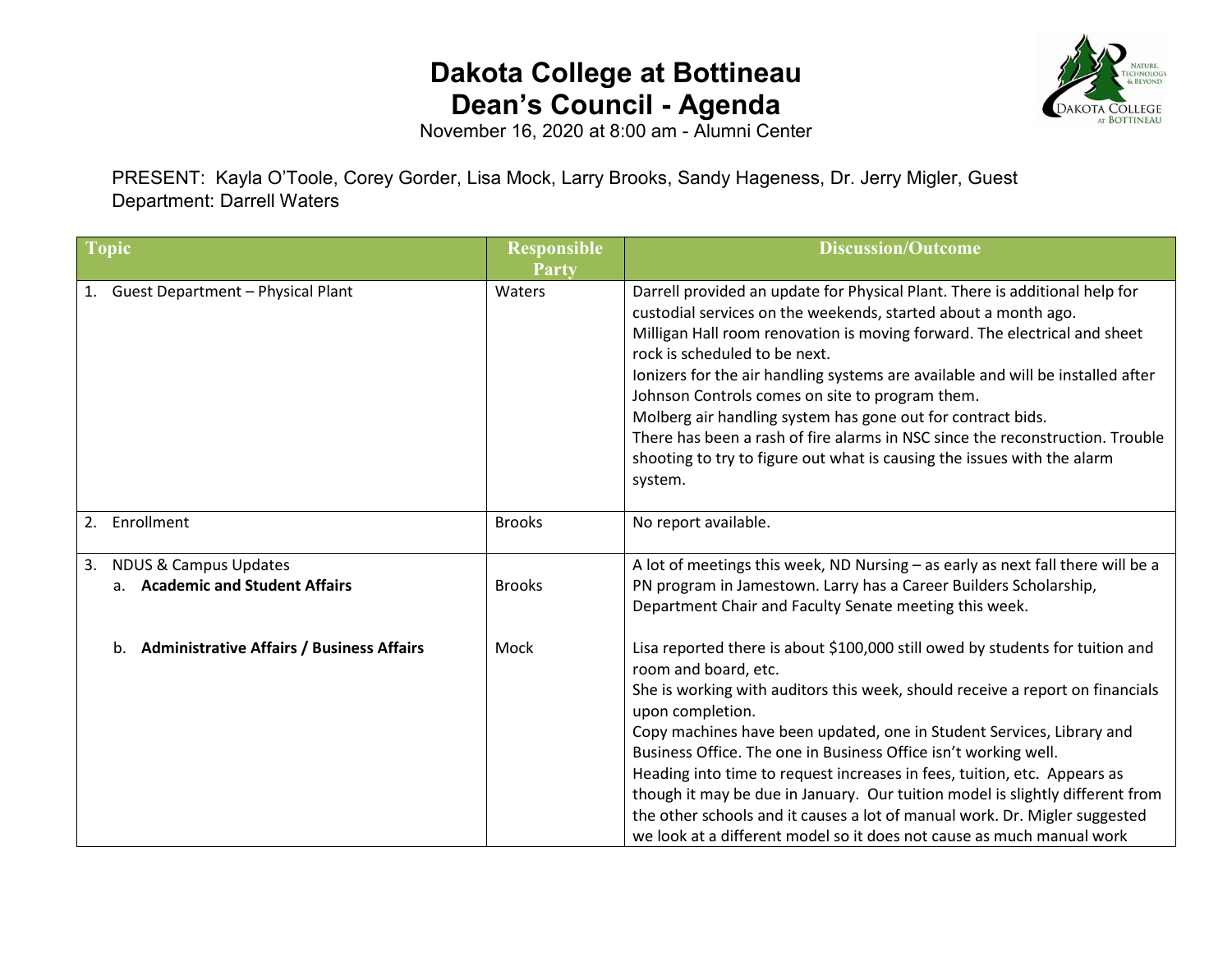# Dakota College at Bottineau
# Dean's Council - Agenda

November 16, 2020 at 8:00 am - Alumni Center

PRESENT: Kayla O'Toole, Corey Gorder, Lisa Mock, Larry Brooks, Sandy Hageness, Dr. Jerry Migler, Guest Department: Darrell Waters

| Topic | Responsible Party | Discussion/Outcome |
|---|---|---|
| 1. Guest Department – Physical Plant | Waters | Darrell provided an update for Physical Plant. There is additional help for custodial services on the weekends, started about a month ago.<br>Milligan Hall room renovation is moving forward. The electrical and sheet rock is scheduled to be next.<br>Ionizers for the air handling systems are available and will be installed after Johnson Controls comes on site to program them.<br>Molberg air handling system has gone out for contract bids.<br>There has been a rash of fire alarms in NSC since the reconstruction. Trouble shooting to try to figure out what is causing the issues with the alarm system. |
| 2. Enrollment | Brooks | No report available. |
| 3. NDUS & Campus Updates<br>a. **Academic and Student Affairs** | Brooks | A lot of meetings this week, ND Nursing – as early as next fall there will be a PN program in Jamestown. Larry has a Career Builders Scholarship, Department Chair and Faculty Senate meeting this week. |
| b. **Administrative Affairs / Business Affairs** | Mock | Lisa reported there is about $100,000 still owed by students for tuition and room and board, etc.<br>She is working with auditors this week, should receive a report on financials upon completion.<br>Copy machines have been updated, one in Student Services, Library and Business Office. The one in Business Office isn't working well.<br>Heading into time to request increases in fees, tuition, etc. Appears as though it may be due in January. Our tuition model is slightly different from the other schools and it causes a lot of manual work. Dr. Migler suggested we look at a different model so it does not cause as much manual work |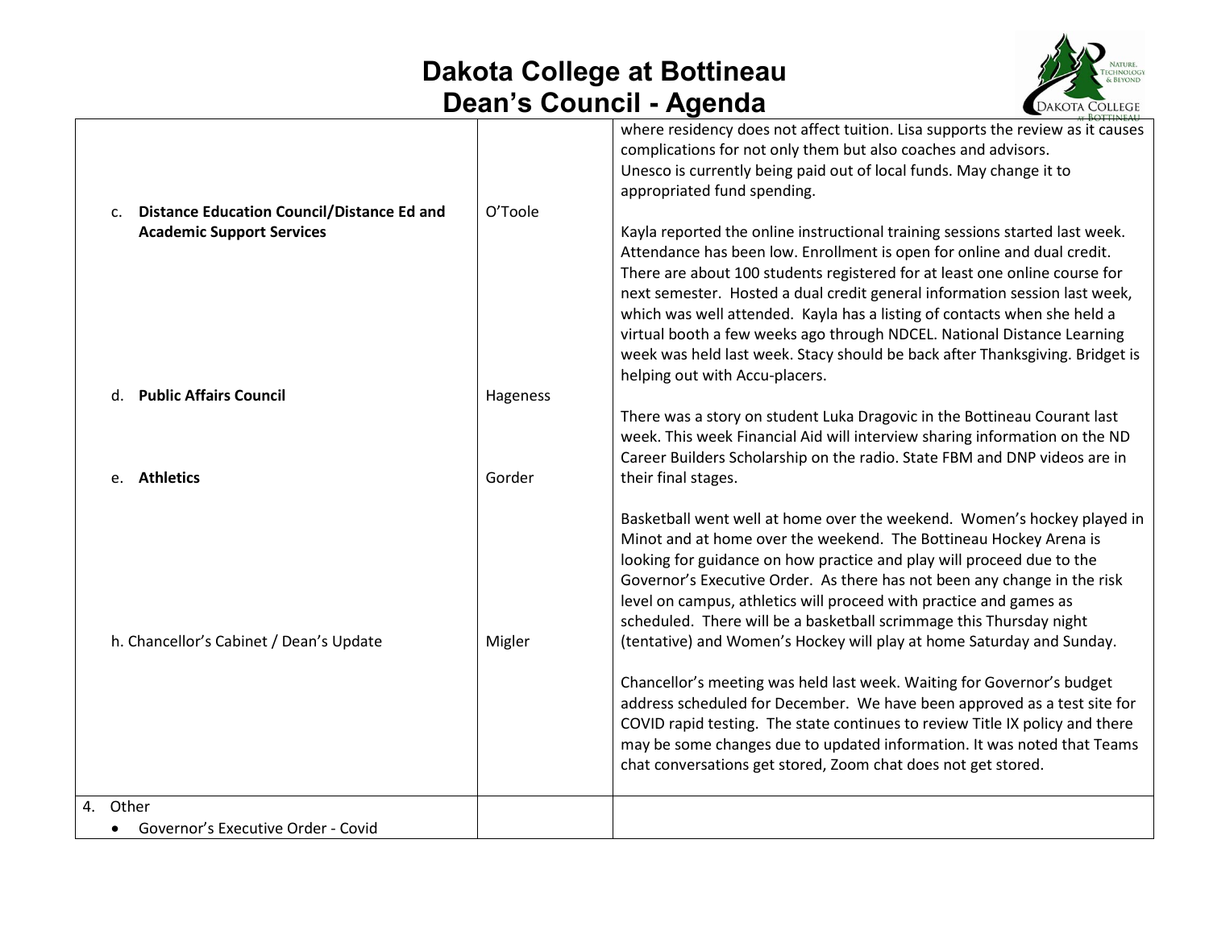# Dakota College at Bottineau
## Dean's Council - Agenda

| | | |
|---|---|---|
| | | where residency does not affect tuition. Lisa supports the review as it causes complications for not only them but also coaches and advisors.<br>Unesco is currently being paid out of local funds. May change it to appropriated fund spending. |
| c. **Distance Education Council/Distance Ed and Academic Support Services** | O'Toole | Kayla reported the online instructional training sessions started last week. Attendance has been low. Enrollment is open for online and dual credit. There are about 100 students registered for at least one online course for next semester. Hosted a dual credit general information session last week, which was well attended. Kayla has a listing of contacts when she held a virtual booth a few weeks ago through NDCEL. National Distance Learning week was held last week. Stacy should be back after Thanksgiving. Bridget is helping out with Accu-placers. |
| d. **Public Affairs Council** | Hageness | There was a story on student Luka Dragovic in the Bottineau Courant last week. This week Financial Aid will interview sharing information on the ND Career Builders Scholarship on the radio. State FBM and DNP videos are in their final stages. |
| e. **Athletics** | Gorder | Basketball went well at home over the weekend. Women's hockey played in Minot and at home over the weekend. The Bottineau Hockey Arena is looking for guidance on how practice and play will proceed due to the Governor's Executive Order. As there has not been any change in the risk level on campus, athletics will proceed with practice and games as scheduled. There will be a basketball scrimmage this Thursday night (tentative) and Women's Hockey will play at home Saturday and Sunday. |
| h. Chancellor's Cabinet / Dean's Update | Migler | Chancellor's meeting was held last week. Waiting for Governor's budget address scheduled for December. We have been approved as a test site for COVID rapid testing. The state continues to review Title IX policy and there may be some changes due to updated information. It was noted that Teams chat conversations get stored, Zoom chat does not get stored. |
| 4. Other<br>• Governor's Executive Order - Covid | | |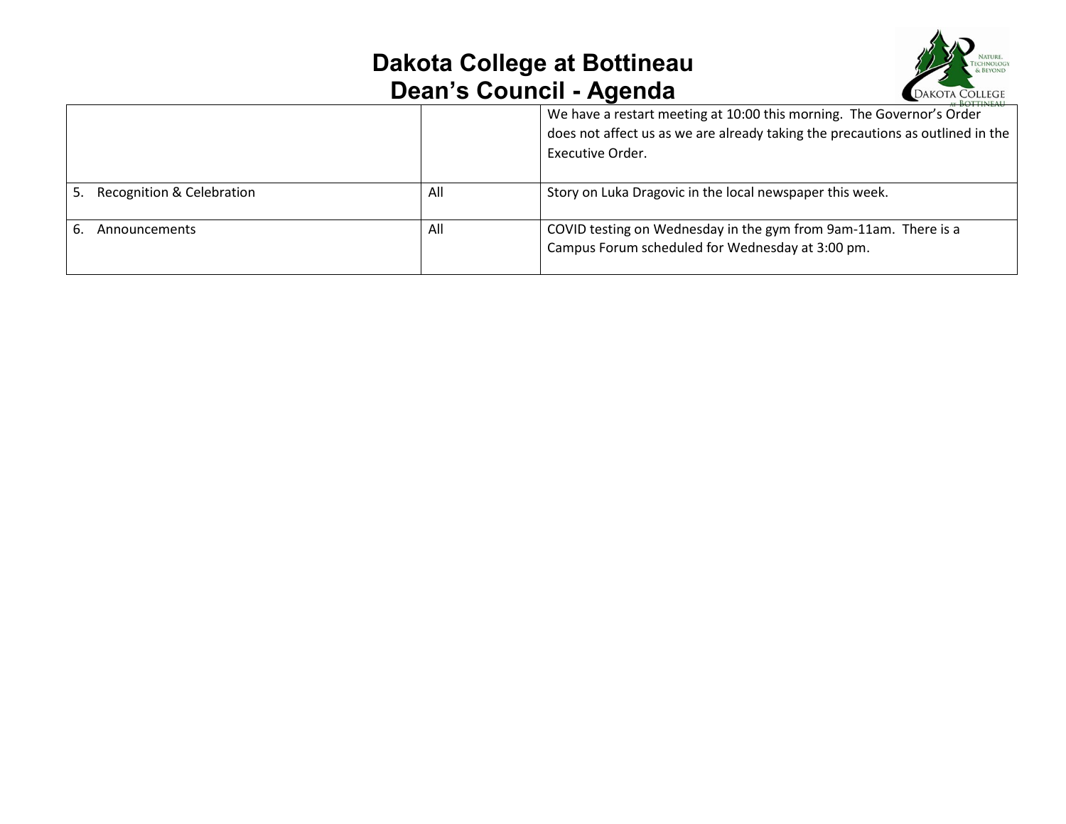# Dakota College at Bottineau
# Dean's Council - Agenda

| | | |
|---|---|---|
| | | We have a restart meeting at 10:00 this morning. The Governor's Order does not affect us as we are already taking the precautions as outlined in the Executive Order. |
| 5. Recognition & Celebration | All | Story on Luka Dragovic in the local newspaper this week. |
| 6. Announcements | All | COVID testing on Wednesday in the gym from 9am-11am. There is a Campus Forum scheduled for Wednesday at 3:00 pm. |